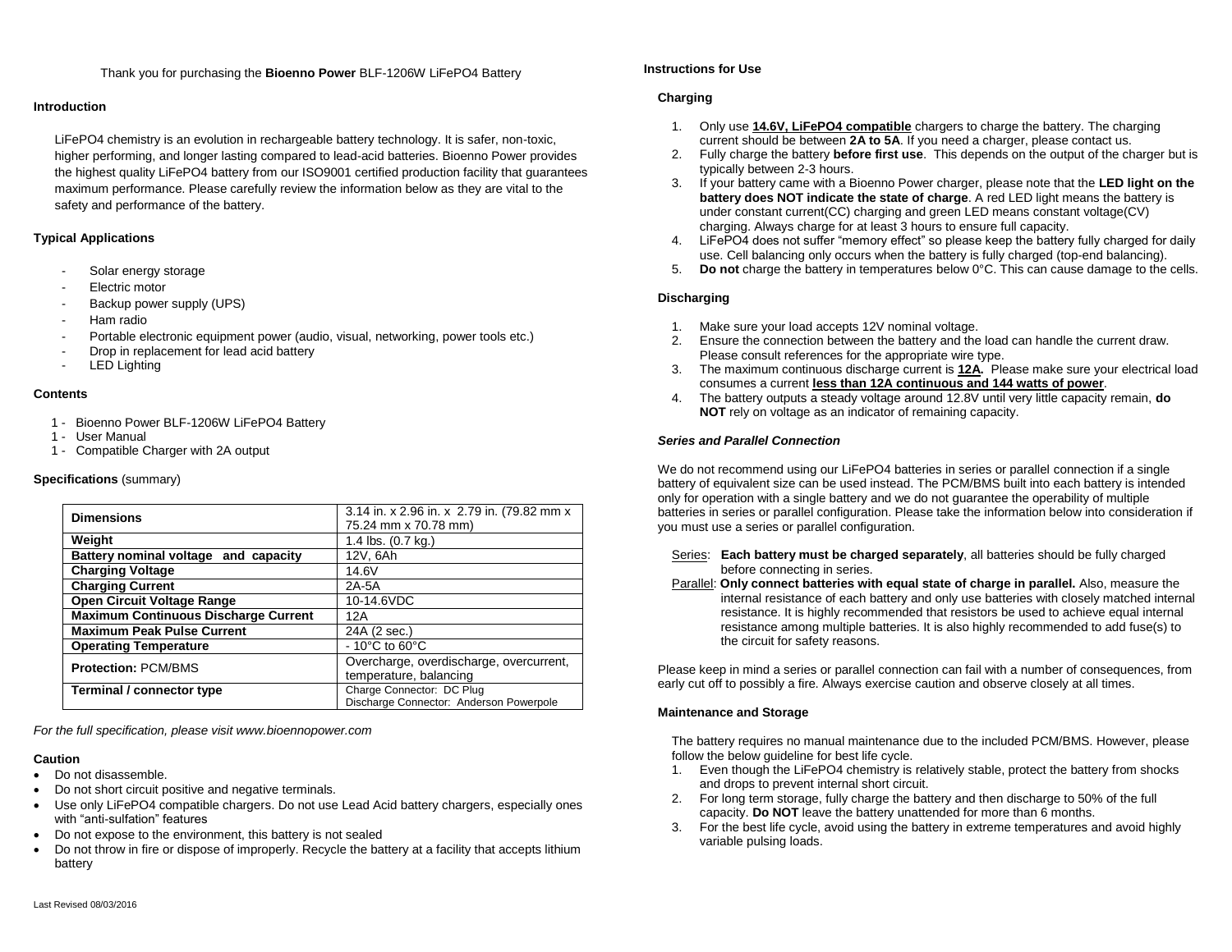Thank you for purchasing the **Bioenno Power** BLF-1206W LiFePO4 Battery

### Introduction

LiFePO4 chemistry is an evolution in rechargeable battery technology. It is safer, non-toxic, higher performing, and longer lasting compared to lead-acid batteries. Bioenno Power provides the highest quality LiFePO4 battery from our ISO9001 certified production facility that guarantees maximum performance. Please carefully review the information below as they are vital to the safety and performance of the battery.

### Typical Applications

- Solar energy storage
- Electric motor
- Backup power supply (UPS)
- Ham radio
- Portable electronic equipment power (audio, visual, networking, power tools etc.)
- Drop in replacement for lead acid battery
- LED Lighting

### Contents

1 - Bioenno Power BLF-1206W LiFePO4 Battery
1 - User Manual
1 - Compatible Charger with 2A output

### Specifications (summary)

| | |
|---|---|
| **Dimensions** | 3.14 in. x 2.96 in. x 2.79 in. (79.82 mm x 75.24 mm x 70.78 mm) |
| **Weight** | 1.4 lbs. (0.7 kg.) |
| **Battery nominal voltage and capacity** | 12V, 6Ah |
| **Charging Voltage** | 14.6V |
| **Charging Current** | 2A-5A |
| **Open Circuit Voltage Range** | 10-14.6VDC |
| **Maximum Continuous Discharge Current** | 12A |
| **Maximum Peak Pulse Current** | 24A (2 sec.) |
| **Operating Temperature** | - 10°C to 60°C |
| **Protection:** PCM/BMS | Overcharge, overdischarge, overcurrent, temperature, balancing |
| **Terminal / connector type** | Charge Connector: DC Plug<br>Discharge Connector: Anderson Powerpole |

*For the full specification, please visit www.bioennopower.com*

### Caution

- Do not disassemble.
- Do not short circuit positive and negative terminals.
- Use only LiFePO4 compatible chargers. Do not use Lead Acid battery chargers, especially ones with "anti-sulfation" features
- Do not expose to the environment, this battery is not sealed
- Do not throw in fire or dispose of improperly. Recycle the battery at a facility that accepts lithium battery

Last Revised 08/03/2016

### Instructions for Use

#### Charging

1. Only use **14.6V, LiFePO4 compatible** chargers to charge the battery. The charging current should be between **2A to 5A**. If you need a charger, please contact us.
2. Fully charge the battery **before first use**. This depends on the output of the charger but is typically between 2-3 hours.
3. If your battery came with a Bioenno Power charger, please note that the **LED light on the battery does NOT indicate the state of charge**. A red LED light means the battery is under constant current(CC) charging and green LED means constant voltage(CV) charging. Always charge for at least 3 hours to ensure full capacity.
4. LiFePO4 does not suffer "memory effect" so please keep the battery fully charged for daily use. Cell balancing only occurs when the battery is fully charged (top-end balancing).
5. **Do not** charge the battery in temperatures below 0°C. This can cause damage to the cells.

#### Discharging

1. Make sure your load accepts 12V nominal voltage.
2. Ensure the connection between the battery and the load can handle the current draw. Please consult references for the appropriate wire type.
3. The maximum continuous discharge current is **12A.** Please make sure your electrical load consumes a current **less than 12A continuous and 144 watts of power**.
4. The battery outputs a steady voltage around 12.8V until very little capacity remain, **do NOT** rely on voltage as an indicator of remaining capacity.

#### *Series and Parallel Connection*

We do not recommend using our LiFePO4 batteries in series or parallel connection if a single battery of equivalent size can be used instead. The PCM/BMS built into each battery is intended only for operation with a single battery and we do not guarantee the operability of multiple batteries in series or parallel configuration. Please take the information below into consideration if you must use a series or parallel configuration.

Series: **Each battery must be charged separately**, all batteries should be fully charged before connecting in series.

Parallel: **Only connect batteries with equal state of charge in parallel.** Also, measure the internal resistance of each battery and only use batteries with closely matched internal resistance. It is highly recommended that resistors be used to achieve equal internal resistance among multiple batteries. It is also highly recommended to add fuse(s) to the circuit for safety reasons.

Please keep in mind a series or parallel connection can fail with a number of consequences, from early cut off to possibly a fire. Always exercise caution and observe closely at all times.

#### Maintenance and Storage

The battery requires no manual maintenance due to the included PCM/BMS. However, please follow the below guideline for best life cycle.

1. Even though the LiFePO4 chemistry is relatively stable, protect the battery from shocks and drops to prevent internal short circuit.
2. For long term storage, fully charge the battery and then discharge to 50% of the full capacity. **Do NOT** leave the battery unattended for more than 6 months.
3. For the best life cycle, avoid using the battery in extreme temperatures and avoid highly variable pulsing loads.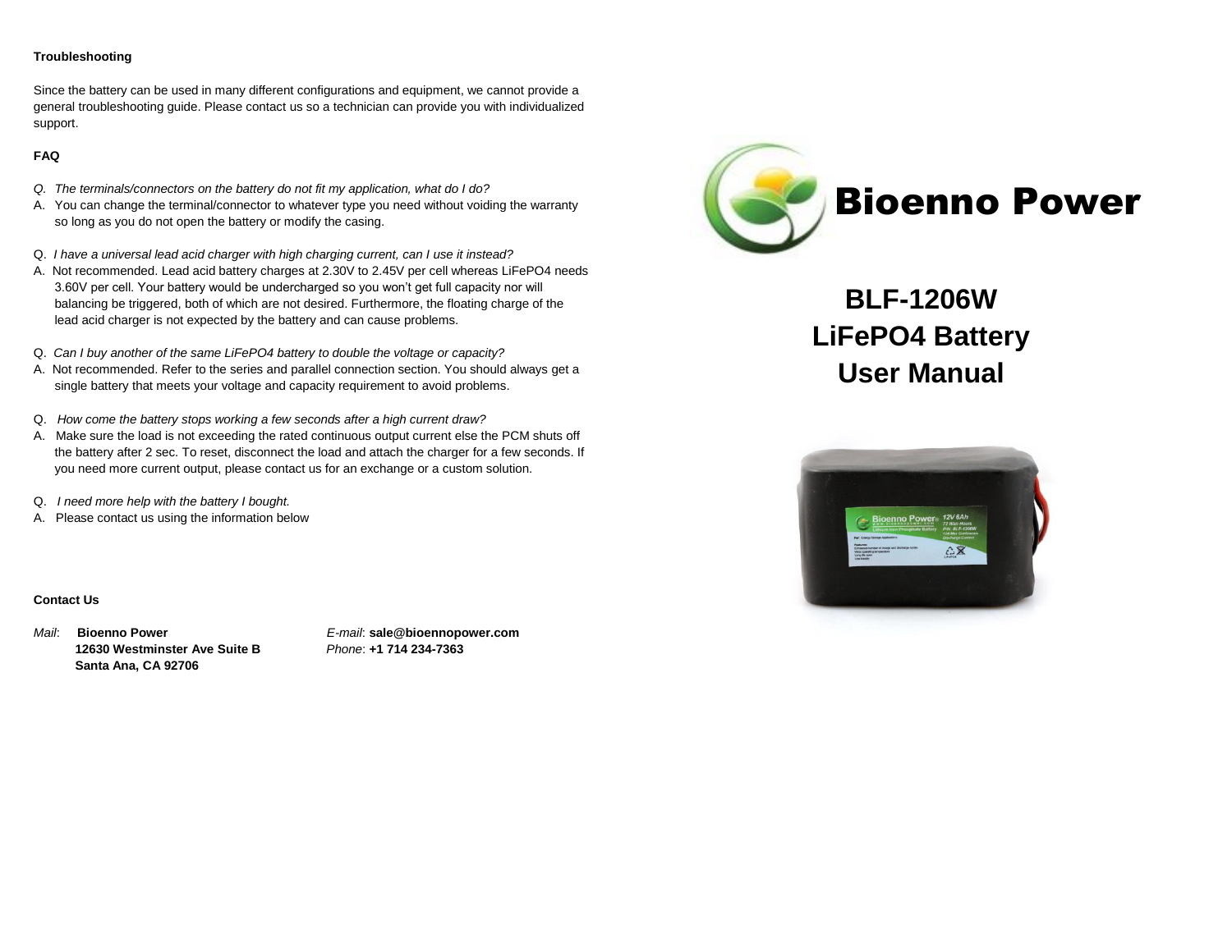**Troubleshooting**

Since the battery can be used in many different configurations and equipment, we cannot provide a general troubleshooting guide. Please contact us so a technician can provide you with individualized support.

**FAQ**

Q. *The terminals/connectors on the battery do not fit my application, what do I do?*

A. You can change the terminal/connector to whatever type you need without voiding the warranty so long as you do not open the battery or modify the casing.

Q. *I have a universal lead acid charger with high charging current, can I use it instead?*

A. Not recommended. Lead acid battery charges at 2.30V to 2.45V per cell whereas LiFePO4 needs 3.60V per cell. Your battery would be undercharged so you won't get full capacity nor will balancing be triggered, both of which are not desired. Furthermore, the floating charge of the lead acid charger is not expected by the battery and can cause problems.

Q. *Can I buy another of the same LiFePO4 battery to double the voltage or capacity?*

A. Not recommended. Refer to the series and parallel connection section. You should always get a single battery that meets your voltage and capacity requirement to avoid problems.

Q. *How come the battery stops working a few seconds after a high current draw?*

A. Make sure the load is not exceeding the rated continuous output current else the PCM shuts off the battery after 2 sec. To reset, disconnect the load and attach the charger for a few seconds. If you need more current output, please contact us for an exchange or a custom solution.

Q. *I need more help with the battery I bought.*

A. Please contact us using the information below

**Contact Us**

*Mail*: **Bioenno Power**
**12630 Westminster Ave Suite B**
**Santa Ana, CA 92706**

*E-mail*: **sale@bioennopower.com**
*Phone*: **+1 714 234-7363**

Bioenno Power

# BLF-1206W LiFePO4 Battery User Manual